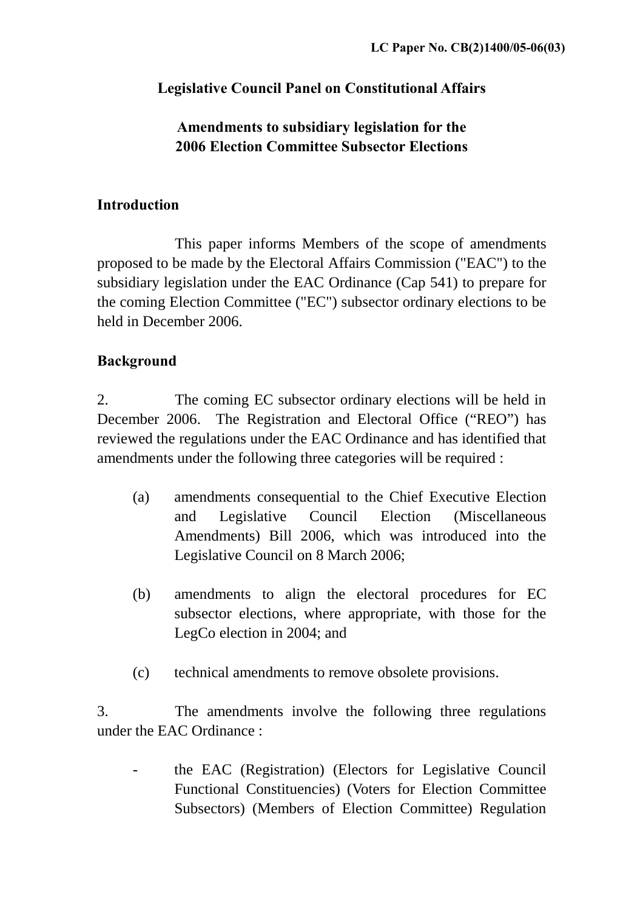LC Paper No. CB(2)1400/05-06(03)

**Legislative Council Panel on Constitutional Affairs**

**Amendments to subsidiary legislation for the 2006 Election Committee Subsector Elections**

## Introduction

This paper informs Members of the scope of amendments proposed to be made by the Electoral Affairs Commission ("EAC") to the subsidiary legislation under the EAC Ordinance (Cap 541) to prepare for the coming Election Committee ("EC") subsector ordinary elections to be held in December 2006.

## Background

2. The coming EC subsector ordinary elections will be held in December 2006. The Registration and Electoral Office ("REO") has reviewed the regulations under the EAC Ordinance and has identified that amendments under the following three categories will be required :

(a) amendments consequential to the Chief Executive Election and Legislative Council Election (Miscellaneous Amendments) Bill 2006, which was introduced into the Legislative Council on 8 March 2006;

(b) amendments to align the electoral procedures for EC subsector elections, where appropriate, with those for the LegCo election in 2004; and

(c) technical amendments to remove obsolete provisions.

3. The amendments involve the following three regulations under the EAC Ordinance :

- the EAC (Registration) (Electors for Legislative Council Functional Constituencies) (Voters for Election Committee Subsectors) (Members of Election Committee) Regulation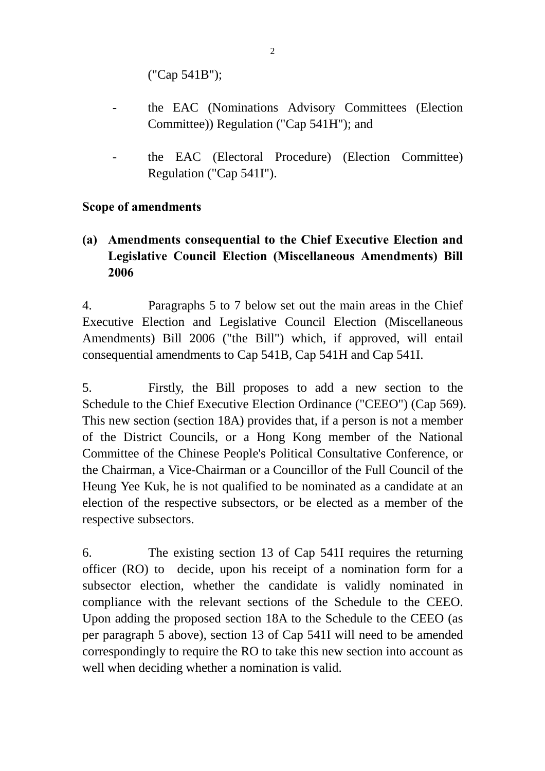("Cap 541B");

- the EAC (Nominations Advisory Committees (Election Committee)) Regulation ("Cap 541H"); and

- the EAC (Electoral Procedure) (Election Committee) Regulation ("Cap 541I").

**Scope of amendments**

**(a) Amendments consequential to the Chief Executive Election and Legislative Council Election (Miscellaneous Amendments) Bill 2006**

4. Paragraphs 5 to 7 below set out the main areas in the Chief Executive Election and Legislative Council Election (Miscellaneous Amendments) Bill 2006 ("the Bill") which, if approved, will entail consequential amendments to Cap 541B, Cap 541H and Cap 541I.

5. Firstly, the Bill proposes to add a new section to the Schedule to the Chief Executive Election Ordinance ("CEEO") (Cap 569). This new section (section 18A) provides that, if a person is not a member of the District Councils, or a Hong Kong member of the National Committee of the Chinese People's Political Consultative Conference, or the Chairman, a Vice-Chairman or a Councillor of the Full Council of the Heung Yee Kuk, he is not qualified to be nominated as a candidate at an election of the respective subsectors, or be elected as a member of the respective subsectors.

6. The existing section 13 of Cap 541I requires the returning officer (RO) to decide, upon his receipt of a nomination form for a subsector election, whether the candidate is validly nominated in compliance with the relevant sections of the Schedule to the CEEO. Upon adding the proposed section 18A to the Schedule to the CEEO (as per paragraph 5 above), section 13 of Cap 541I will need to be amended correspondingly to require the RO to take this new section into account as well when deciding whether a nomination is valid.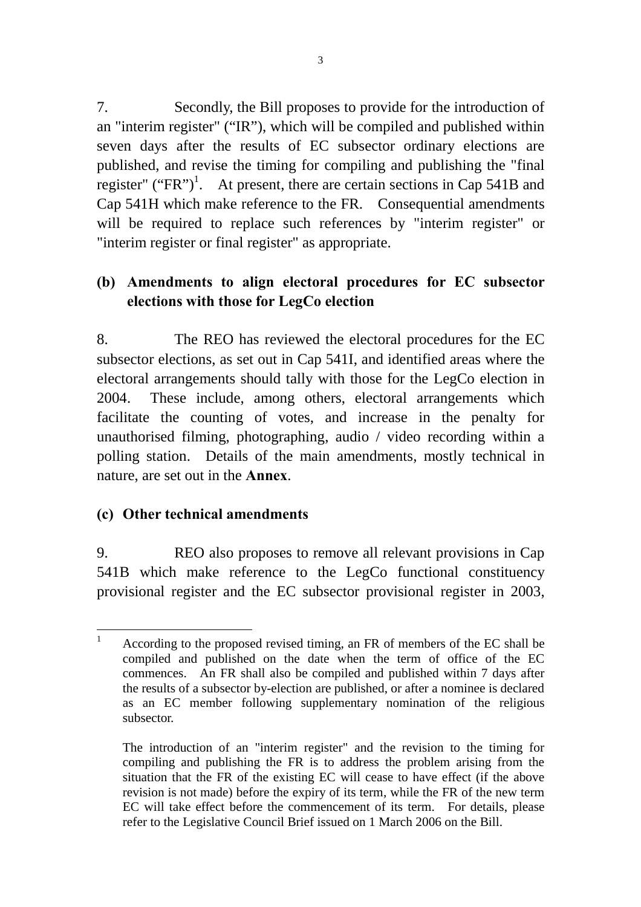7. Secondly, the Bill proposes to provide for the introduction of an "interim register" ("IR"), which will be compiled and published within seven days after the results of EC subsector ordinary elections are published, and revise the timing for compiling and publishing the "final register" ("FR")[1]. At present, there are certain sections in Cap 541B and Cap 541H which make reference to the FR. Consequential amendments will be required to replace such references by "interim register" or "interim register or final register" as appropriate.

## (b) Amendments to align electoral procedures for EC subsector elections with those for LegCo election

8. The REO has reviewed the electoral procedures for the EC subsector elections, as set out in Cap 541I, and identified areas where the electoral arrangements should tally with those for the LegCo election in 2004. These include, among others, electoral arrangements which facilitate the counting of votes, and increase in the penalty for unauthorised filming, photographing, audio / video recording within a polling station. Details of the main amendments, mostly technical in nature, are set out in the **Annex**.

## (c) Other technical amendments

9. REO also proposes to remove all relevant provisions in Cap 541B which make reference to the LegCo functional constituency provisional register and the EC subsector provisional register in 2003,

---

[1] According to the proposed revised timing, an FR of members of the EC shall be compiled and published on the date when the term of office of the EC commences. An FR shall also be compiled and published within 7 days after the results of a subsector by-election are published, or after a nominee is declared as an EC member following supplementary nomination of the religious subsector.

The introduction of an "interim register" and the revision to the timing for compiling and publishing the FR is to address the problem arising from the situation that the FR of the existing EC will cease to have effect (if the above revision is not made) before the expiry of its term, while the FR of the new term EC will take effect before the commencement of its term. For details, please refer to the Legislative Council Brief issued on 1 March 2006 on the Bill.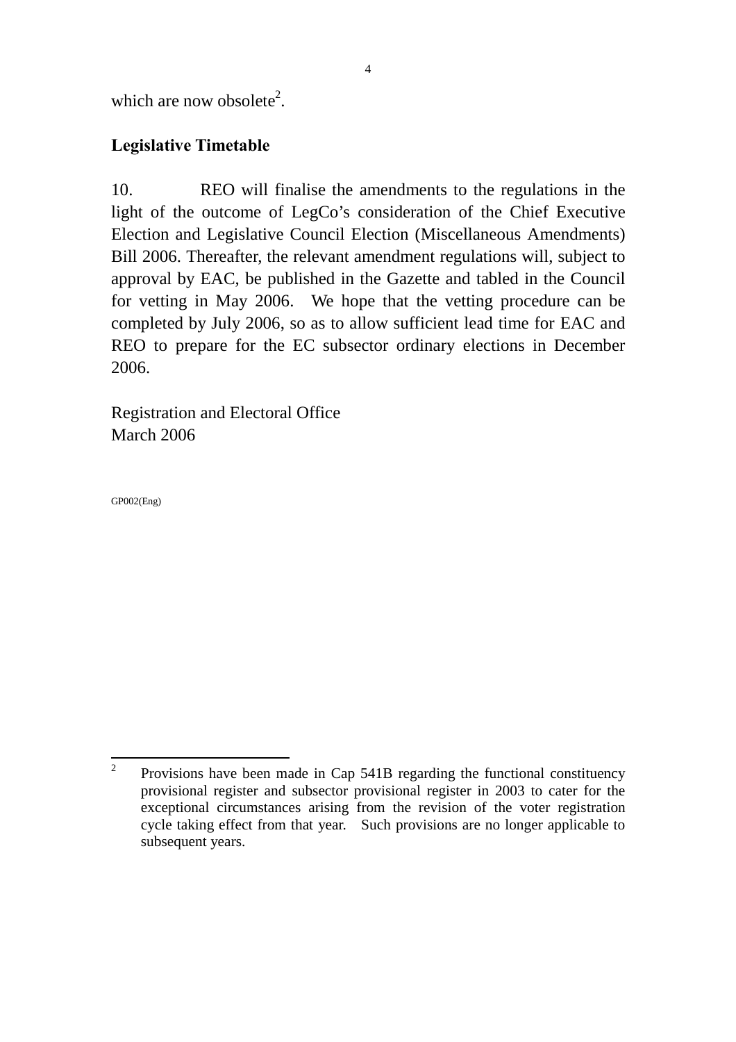which are now obsolete[2].

## Legislative Timetable

10. REO will finalise the amendments to the regulations in the light of the outcome of LegCo's consideration of the Chief Executive Election and Legislative Council Election (Miscellaneous Amendments) Bill 2006. Thereafter, the relevant amendment regulations will, subject to approval by EAC, be published in the Gazette and tabled in the Council for vetting in May 2006. We hope that the vetting procedure can be completed by July 2006, so as to allow sufficient lead time for EAC and REO to prepare for the EC subsector ordinary elections in December 2006.

Registration and Electoral Office
March 2006

GP002(Eng)

---

[2] Provisions have been made in Cap 541B regarding the functional constituency provisional register and subsector provisional register in 2003 to cater for the exceptional circumstances arising from the revision of the voter registration cycle taking effect from that year. Such provisions are no longer applicable to subsequent years.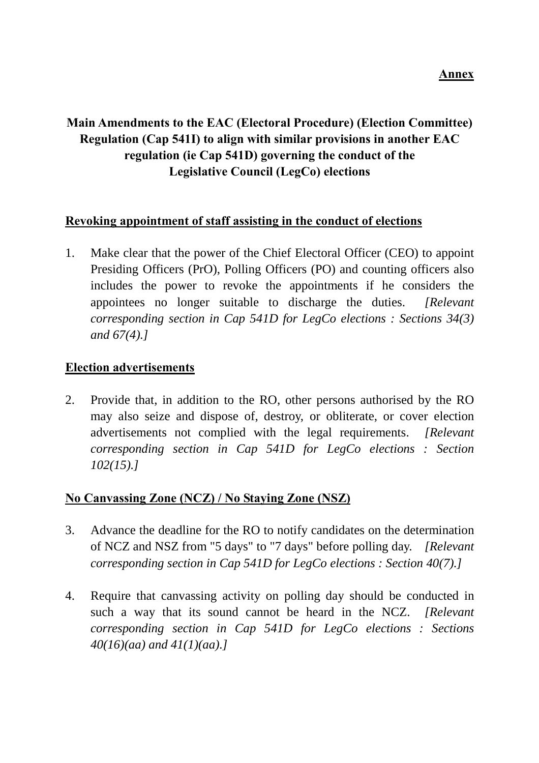**Annex**

# Main Amendments to the EAC (Electoral Procedure) (Election Committee) Regulation (Cap 541I) to align with similar provisions in another EAC regulation (ie Cap 541D) governing the conduct of the Legislative Council (LegCo) elections

## Revoking appointment of staff assisting in the conduct of elections

1. Make clear that the power of the Chief Electoral Officer (CEO) to appoint Presiding Officers (PrO), Polling Officers (PO) and counting officers also includes the power to revoke the appointments if he considers the appointees no longer suitable to discharge the duties. *[Relevant corresponding section in Cap 541D for LegCo elections : Sections 34(3) and 67(4).]*

## Election advertisements

2. Provide that, in addition to the RO, other persons authorised by the RO may also seize and dispose of, destroy, or obliterate, or cover election advertisements not complied with the legal requirements. *[Relevant corresponding section in Cap 541D for LegCo elections : Section 102(15).]*

## No Canvassing Zone (NCZ) / No Staying Zone (NSZ)

3. Advance the deadline for the RO to notify candidates on the determination of NCZ and NSZ from "5 days" to "7 days" before polling day. *[Relevant corresponding section in Cap 541D for LegCo elections : Section 40(7).]*

4. Require that canvassing activity on polling day should be conducted in such a way that its sound cannot be heard in the NCZ. *[Relevant corresponding section in Cap 541D for LegCo elections : Sections 40(16)(aa) and 41(1)(aa).]*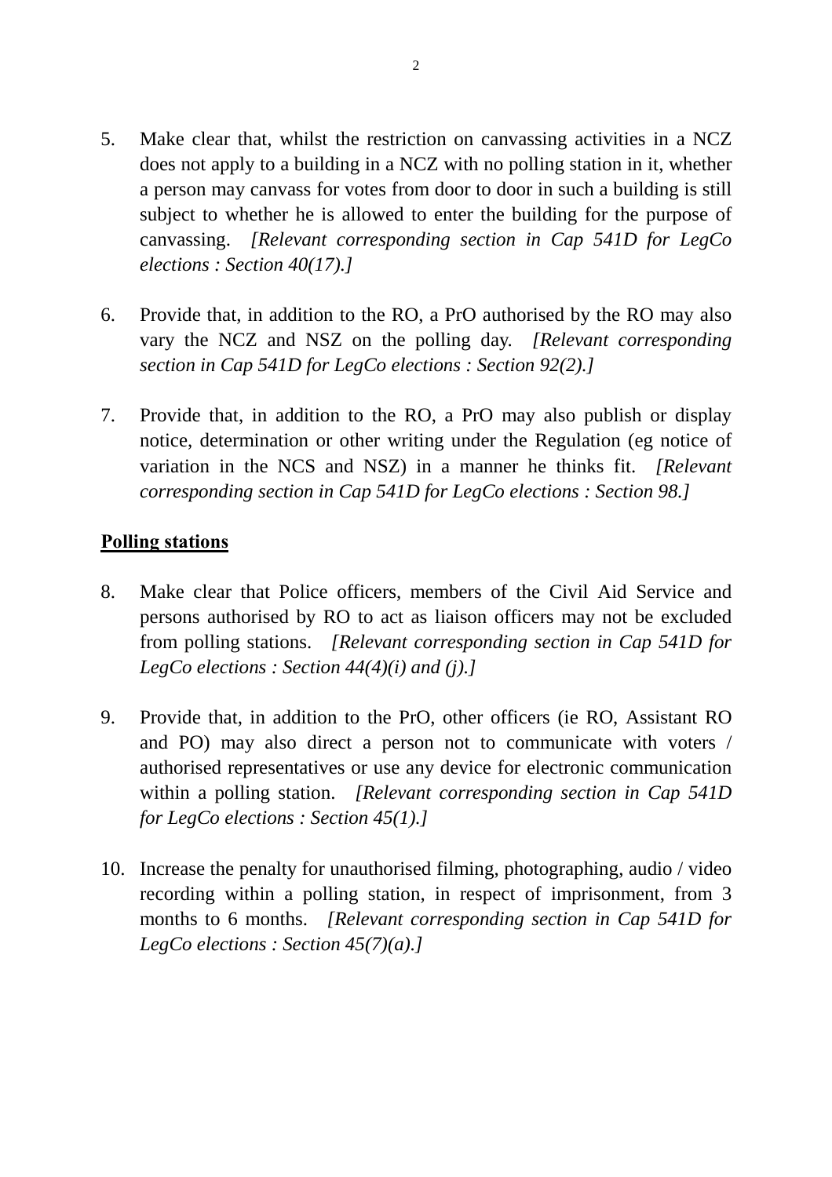5. Make clear that, whilst the restriction on canvassing activities in a NCZ does not apply to a building in a NCZ with no polling station in it, whether a person may canvass for votes from door to door in such a building is still subject to whether he is allowed to enter the building for the purpose of canvassing. *[Relevant corresponding section in Cap 541D for LegCo elections : Section 40(17).]*

6. Provide that, in addition to the RO, a PrO authorised by the RO may also vary the NCZ and NSZ on the polling day. *[Relevant corresponding section in Cap 541D for LegCo elections : Section 92(2).]*

7. Provide that, in addition to the RO, a PrO may also publish or display notice, determination or other writing under the Regulation (eg notice of variation in the NCS and NSZ) in a manner he thinks fit. *[Relevant corresponding section in Cap 541D for LegCo elections : Section 98.]*

**Polling stations**

8. Make clear that Police officers, members of the Civil Aid Service and persons authorised by RO to act as liaison officers may not be excluded from polling stations. *[Relevant corresponding section in Cap 541D for LegCo elections : Section 44(4)(i) and (j).]*

9. Provide that, in addition to the PrO, other officers (ie RO, Assistant RO and PO) may also direct a person not to communicate with voters / authorised representatives or use any device for electronic communication within a polling station. *[Relevant corresponding section in Cap 541D for LegCo elections : Section 45(1).]*

10. Increase the penalty for unauthorised filming, photographing, audio / video recording within a polling station, in respect of imprisonment, from 3 months to 6 months. *[Relevant corresponding section in Cap 541D for LegCo elections : Section 45(7)(a).]*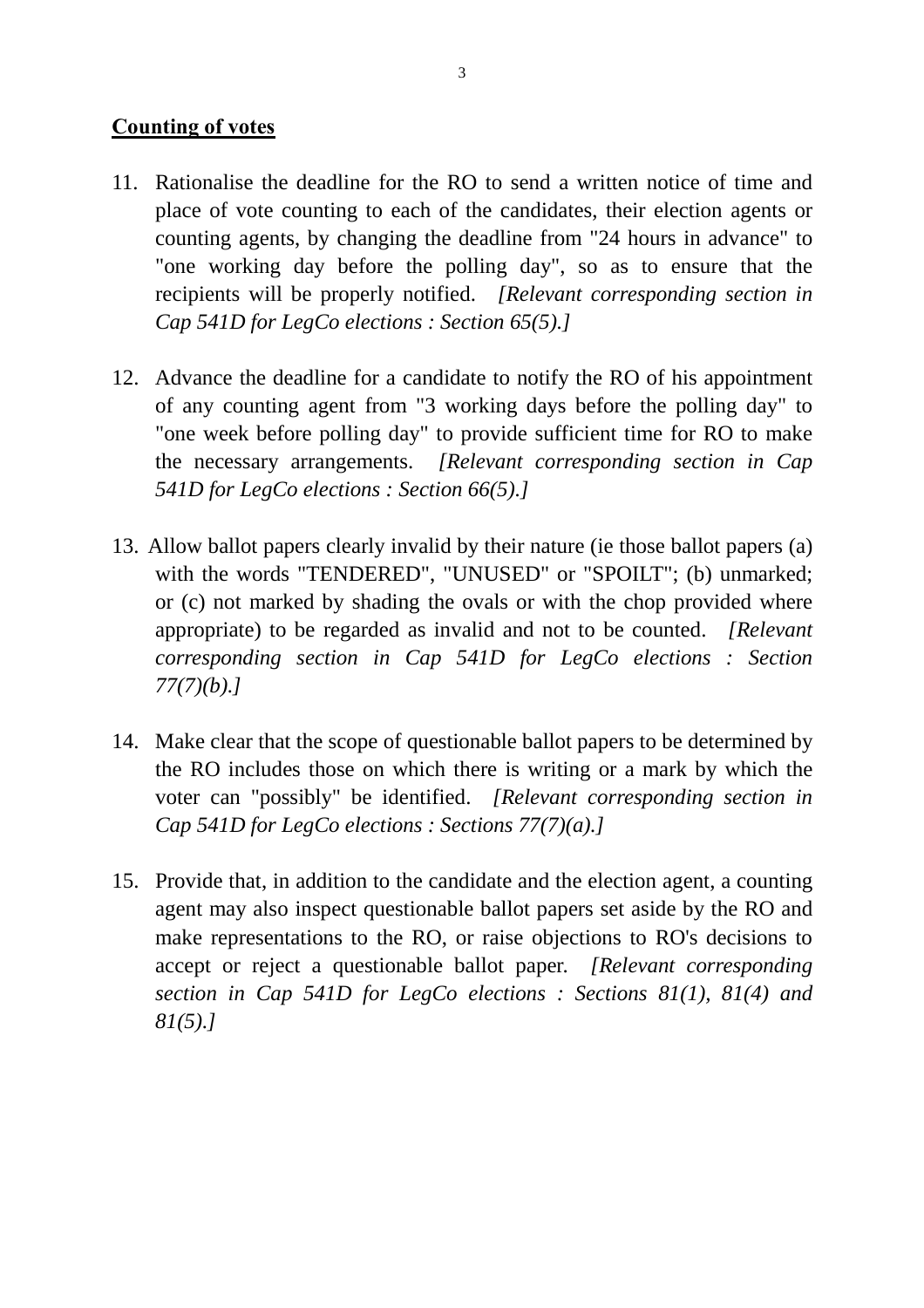**Counting of votes**

11. Rationalise the deadline for the RO to send a written notice of time and place of vote counting to each of the candidates, their election agents or counting agents, by changing the deadline from "24 hours in advance" to "one working day before the polling day", so as to ensure that the recipients will be properly notified. *[Relevant corresponding section in Cap 541D for LegCo elections : Section 65(5).]*

12. Advance the deadline for a candidate to notify the RO of his appointment of any counting agent from "3 working days before the polling day" to "one week before polling day" to provide sufficient time for RO to make the necessary arrangements. *[Relevant corresponding section in Cap 541D for LegCo elections : Section 66(5).]*

13. Allow ballot papers clearly invalid by their nature (ie those ballot papers (a) with the words "TENDERED", "UNUSED" or "SPOILT"; (b) unmarked; or (c) not marked by shading the ovals or with the chop provided where appropriate) to be regarded as invalid and not to be counted. *[Relevant corresponding section in Cap 541D for LegCo elections : Section 77(7)(b).]*

14. Make clear that the scope of questionable ballot papers to be determined by the RO includes those on which there is writing or a mark by which the voter can "possibly" be identified. *[Relevant corresponding section in Cap 541D for LegCo elections : Sections 77(7)(a).]*

15. Provide that, in addition to the candidate and the election agent, a counting agent may also inspect questionable ballot papers set aside by the RO and make representations to the RO, or raise objections to RO's decisions to accept or reject a questionable ballot paper. *[Relevant corresponding section in Cap 541D for LegCo elections : Sections 81(1), 81(4) and 81(5).]*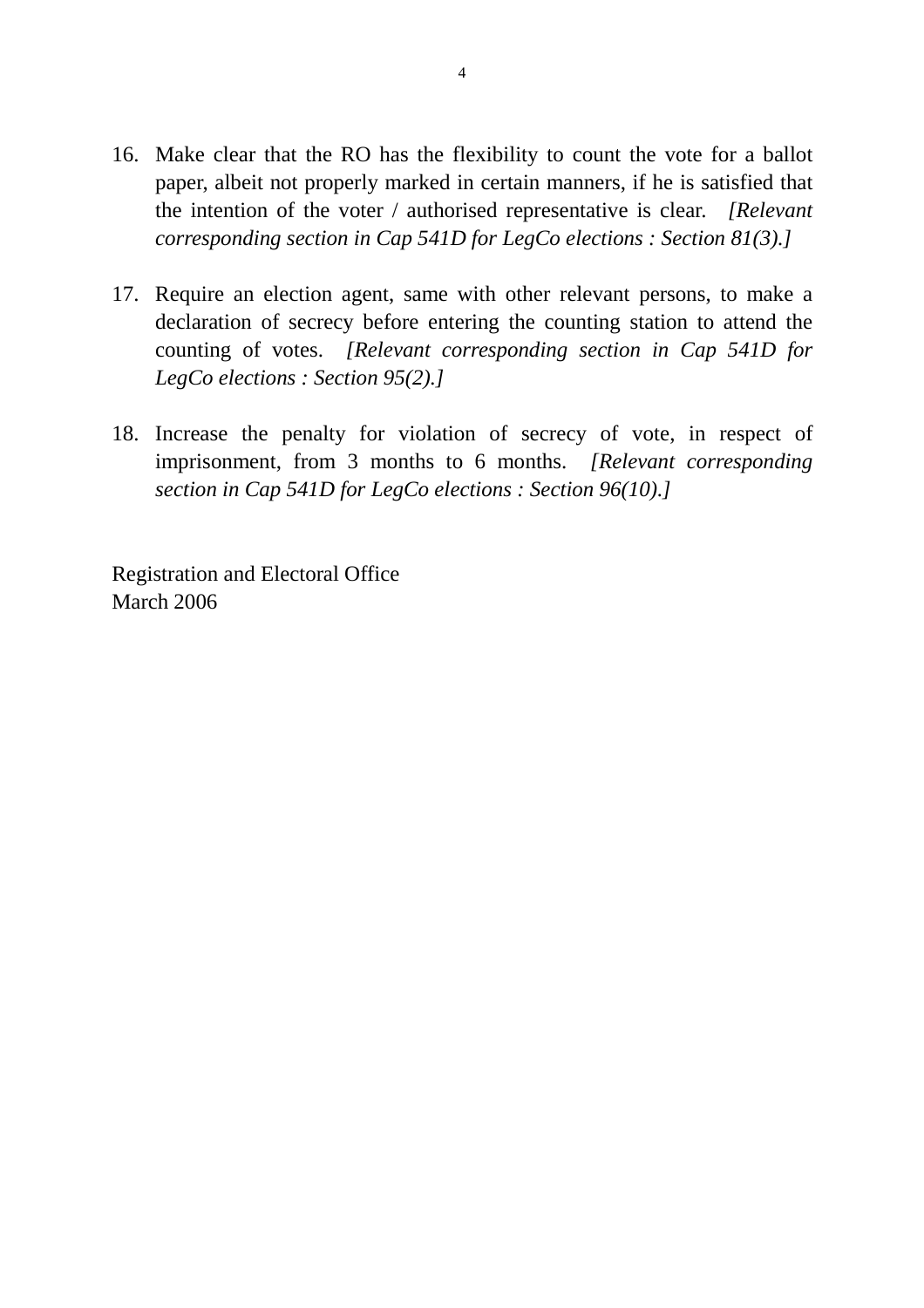16. Make clear that the RO has the flexibility to count the vote for a ballot paper, albeit not properly marked in certain manners, if he is satisfied that the intention of the voter / authorised representative is clear. *[Relevant corresponding section in Cap 541D for LegCo elections : Section 81(3).]*

17. Require an election agent, same with other relevant persons, to make a declaration of secrecy before entering the counting station to attend the counting of votes. *[Relevant corresponding section in Cap 541D for LegCo elections : Section 95(2).]*

18. Increase the penalty for violation of secrecy of vote, in respect of imprisonment, from 3 months to 6 months. *[Relevant corresponding section in Cap 541D for LegCo elections : Section 96(10).]*

Registration and Electoral Office
March 2006